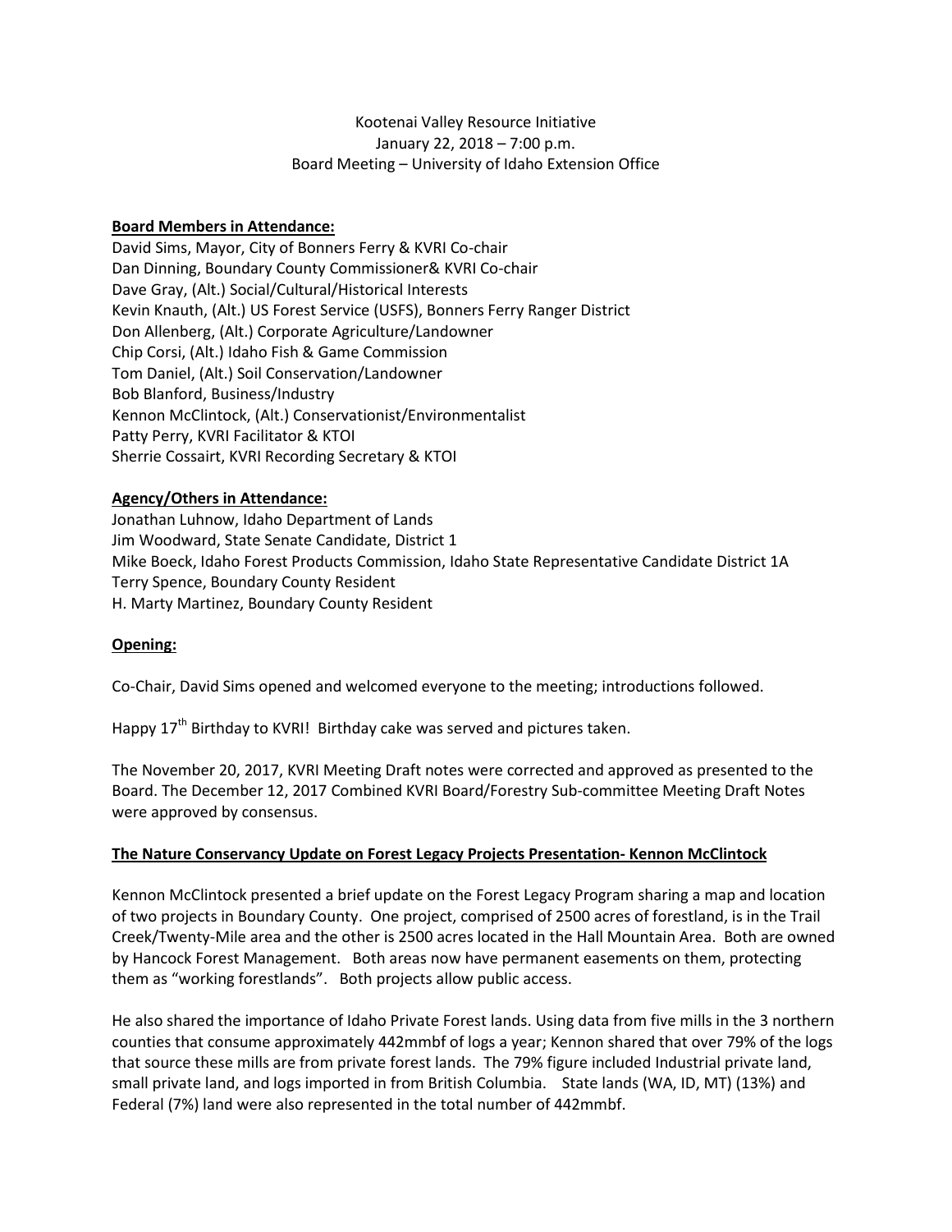Kootenai Valley Resource Initiative
January 22, 2018 – 7:00 p.m.
Board Meeting – University of Idaho Extension Office

**Board Members in Attendance:**

David Sims, Mayor, City of Bonners Ferry & KVRI Co-chair
Dan Dinning, Boundary County Commissioner& KVRI Co-chair
Dave Gray, (Alt.) Social/Cultural/Historical Interests
Kevin Knauth, (Alt.) US Forest Service (USFS), Bonners Ferry Ranger District
Don Allenberg, (Alt.) Corporate Agriculture/Landowner
Chip Corsi, (Alt.) Idaho Fish & Game Commission
Tom Daniel, (Alt.) Soil Conservation/Landowner
Bob Blanford, Business/Industry
Kennon McClintock, (Alt.) Conservationist/Environmentalist
Patty Perry, KVRI Facilitator & KTOI
Sherrie Cossairt, KVRI Recording Secretary & KTOI

**Agency/Others in Attendance:**

Jonathan Luhnow, Idaho Department of Lands
Jim Woodward, State Senate Candidate, District 1
Mike Boeck, Idaho Forest Products Commission, Idaho State Representative Candidate District 1A
Terry Spence, Boundary County Resident
H. Marty Martinez, Boundary County Resident

**Opening:**

Co-Chair, David Sims opened and welcomed everyone to the meeting; introductions followed.

Happy 17th Birthday to KVRI! Birthday cake was served and pictures taken.

The November 20, 2017, KVRI Meeting Draft notes were corrected and approved as presented to the Board. The December 12, 2017 Combined KVRI Board/Forestry Sub-committee Meeting Draft Notes were approved by consensus.

**The Nature Conservancy Update on Forest Legacy Projects Presentation- Kennon McClintock**

Kennon McClintock presented a brief update on the Forest Legacy Program sharing a map and location of two projects in Boundary County. One project, comprised of 2500 acres of forestland, is in the Trail Creek/Twenty-Mile area and the other is 2500 acres located in the Hall Mountain Area. Both are owned by Hancock Forest Management. Both areas now have permanent easements on them, protecting them as "working forestlands". Both projects allow public access.

He also shared the importance of Idaho Private Forest lands. Using data from five mills in the 3 northern counties that consume approximately 442mmbf of logs a year; Kennon shared that over 79% of the logs that source these mills are from private forest lands. The 79% figure included Industrial private land, small private land, and logs imported in from British Columbia. State lands (WA, ID, MT) (13%) and Federal (7%) land were also represented in the total number of 442mmbf.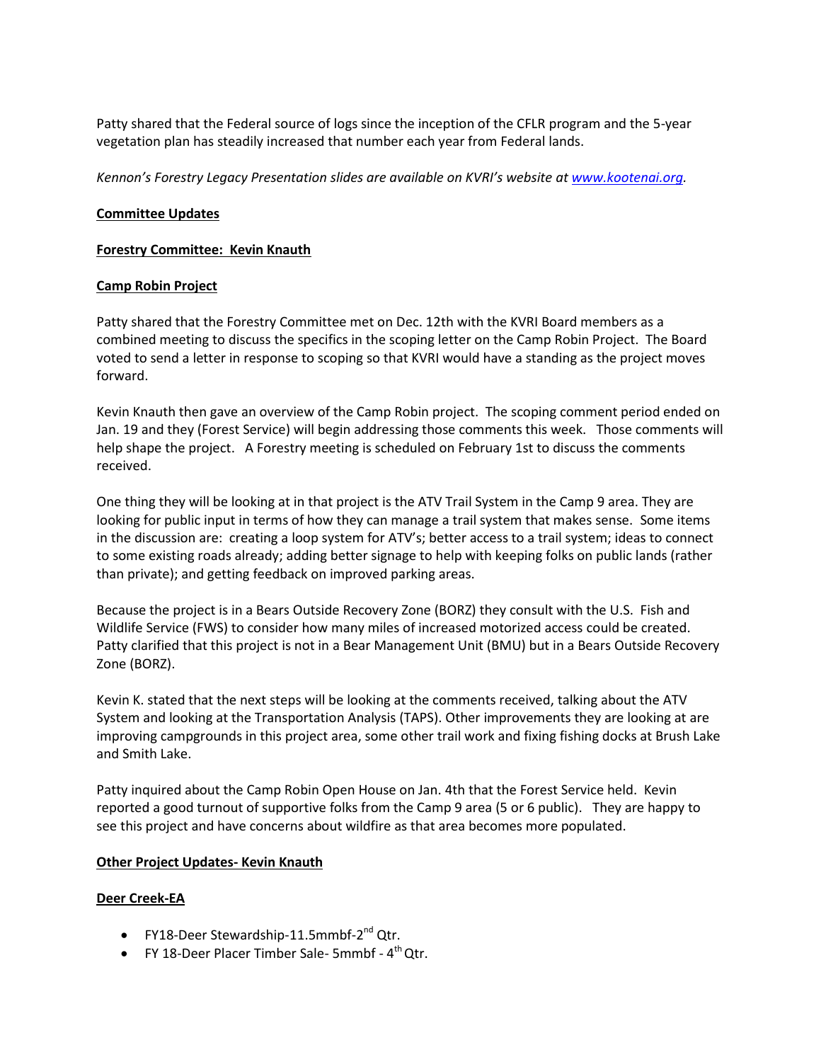Patty shared that the Federal source of logs since the inception of the CFLR program and the 5-year vegetation plan has steadily increased that number each year from Federal lands.

*Kennon's Forestry Legacy Presentation slides are available on KVRI's website at [www.kootenai.org](http://www.kootenai.org).*

**Committee Updates**

**Forestry Committee: Kevin Knauth**

**Camp Robin Project**

Patty shared that the Forestry Committee met on Dec. 12th with the KVRI Board members as a combined meeting to discuss the specifics in the scoping letter on the Camp Robin Project. The Board voted to send a letter in response to scoping so that KVRI would have a standing as the project moves forward.

Kevin Knauth then gave an overview of the Camp Robin project. The scoping comment period ended on Jan. 19 and they (Forest Service) will begin addressing those comments this week. Those comments will help shape the project. A Forestry meeting is scheduled on February 1st to discuss the comments received.

One thing they will be looking at in that project is the ATV Trail System in the Camp 9 area. They are looking for public input in terms of how they can manage a trail system that makes sense. Some items in the discussion are: creating a loop system for ATV's; better access to a trail system; ideas to connect to some existing roads already; adding better signage to help with keeping folks on public lands (rather than private); and getting feedback on improved parking areas.

Because the project is in a Bears Outside Recovery Zone (BORZ) they consult with the U.S. Fish and Wildlife Service (FWS) to consider how many miles of increased motorized access could be created. Patty clarified that this project is not in a Bear Management Unit (BMU) but in a Bears Outside Recovery Zone (BORZ).

Kevin K. stated that the next steps will be looking at the comments received, talking about the ATV System and looking at the Transportation Analysis (TAPS). Other improvements they are looking at are improving campgrounds in this project area, some other trail work and fixing fishing docks at Brush Lake and Smith Lake.

Patty inquired about the Camp Robin Open House on Jan. 4th that the Forest Service held. Kevin reported a good turnout of supportive folks from the Camp 9 area (5 or 6 public). They are happy to see this project and have concerns about wildfire as that area becomes more populated.

**Other Project Updates- Kevin Knauth**

**Deer Creek-EA**

- FY18-Deer Stewardship-11.5mmbf-2nd Qtr.
- FY 18-Deer Placer Timber Sale- 5mmbf - 4th Qtr.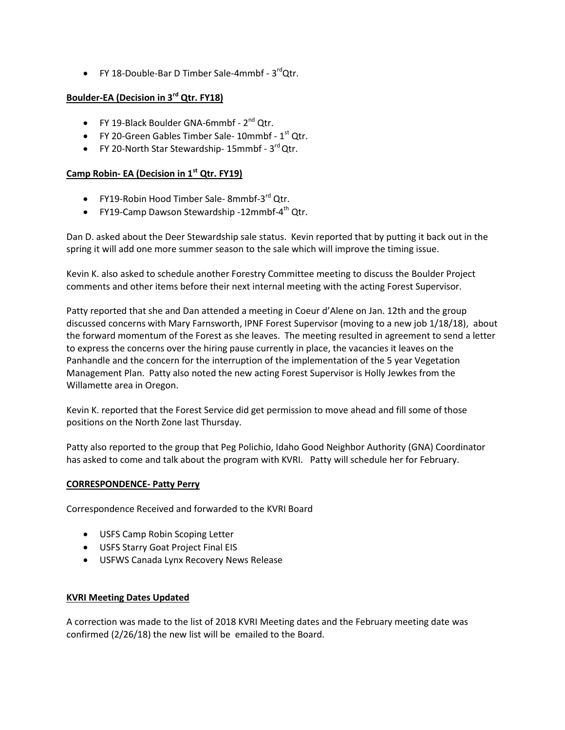- FY 18-Double-Bar D Timber Sale-4mmbf - 3rd Qtr.

**Boulder-EA (Decision in 3rd Qtr. FY18)**

- FY 19-Black Boulder GNA-6mmbf - 2nd Qtr.
- FY 20-Green Gables Timber Sale- 10mmbf - 1st Qtr.
- FY 20-North Star Stewardship- 15mmbf - 3rd Qtr.

**Camp Robin- EA (Decision in 1st Qtr. FY19)**

- FY19-Robin Hood Timber Sale- 8mmbf-3rd Qtr.
- FY19-Camp Dawson Stewardship -12mmbf-4th Qtr.

Dan D. asked about the Deer Stewardship sale status. Kevin reported that by putting it back out in the spring it will add one more summer season to the sale which will improve the timing issue.

Kevin K. also asked to schedule another Forestry Committee meeting to discuss the Boulder Project comments and other items before their next internal meeting with the acting Forest Supervisor.

Patty reported that she and Dan attended a meeting in Coeur d'Alene on Jan. 12th and the group discussed concerns with Mary Farnsworth, IPNF Forest Supervisor (moving to a new job 1/18/18), about the forward momentum of the Forest as she leaves. The meeting resulted in agreement to send a letter to express the concerns over the hiring pause currently in place, the vacancies it leaves on the Panhandle and the concern for the interruption of the implementation of the 5 year Vegetation Management Plan. Patty also noted the new acting Forest Supervisor is Holly Jewkes from the Willamette area in Oregon.

Kevin K. reported that the Forest Service did get permission to move ahead and fill some of those positions on the North Zone last Thursday.

Patty also reported to the group that Peg Polichio, Idaho Good Neighbor Authority (GNA) Coordinator has asked to come and talk about the program with KVRI. Patty will schedule her for February.

**CORRESPONDENCE- Patty Perry**

Correspondence Received and forwarded to the KVRI Board

- USFS Camp Robin Scoping Letter
- USFS Starry Goat Project Final EIS
- USFWS Canada Lynx Recovery News Release

**KVRI Meeting Dates Updated**

A correction was made to the list of 2018 KVRI Meeting dates and the February meeting date was confirmed (2/26/18) the new list will be emailed to the Board.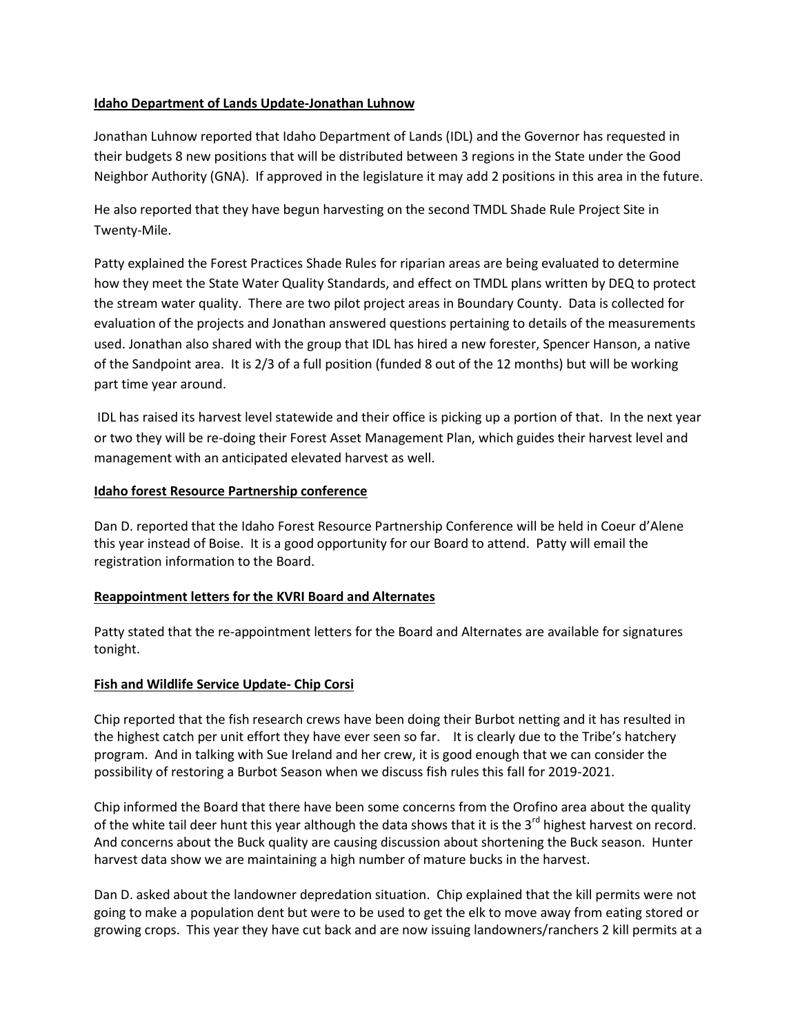**Idaho Department of Lands Update-Jonathan Luhnow**

Jonathan Luhnow reported that Idaho Department of Lands (IDL) and the Governor has requested in their budgets 8 new positions that will be distributed between 3 regions in the State under the Good Neighbor Authority (GNA). If approved in the legislature it may add 2 positions in this area in the future.

He also reported that they have begun harvesting on the second TMDL Shade Rule Project Site in Twenty-Mile.

Patty explained the Forest Practices Shade Rules for riparian areas are being evaluated to determine how they meet the State Water Quality Standards, and effect on TMDL plans written by DEQ to protect the stream water quality. There are two pilot project areas in Boundary County. Data is collected for evaluation of the projects and Jonathan answered questions pertaining to details of the measurements used. Jonathan also shared with the group that IDL has hired a new forester, Spencer Hanson, a native of the Sandpoint area. It is 2/3 of a full position (funded 8 out of the 12 months) but will be working part time year around.

IDL has raised its harvest level statewide and their office is picking up a portion of that. In the next year or two they will be re-doing their Forest Asset Management Plan, which guides their harvest level and management with an anticipated elevated harvest as well.

**Idaho forest Resource Partnership conference**

Dan D. reported that the Idaho Forest Resource Partnership Conference will be held in Coeur d'Alene this year instead of Boise. It is a good opportunity for our Board to attend. Patty will email the registration information to the Board.

**Reappointment letters for the KVRI Board and Alternates**

Patty stated that the re-appointment letters for the Board and Alternates are available for signatures tonight.

**Fish and Wildlife Service Update- Chip Corsi**

Chip reported that the fish research crews have been doing their Burbot netting and it has resulted in the highest catch per unit effort they have ever seen so far. It is clearly due to the Tribe's hatchery program. And in talking with Sue Ireland and her crew, it is good enough that we can consider the possibility of restoring a Burbot Season when we discuss fish rules this fall for 2019-2021.

Chip informed the Board that there have been some concerns from the Orofino area about the quality of the white tail deer hunt this year although the data shows that it is the 3rd highest harvest on record. And concerns about the Buck quality are causing discussion about shortening the Buck season. Hunter harvest data show we are maintaining a high number of mature bucks in the harvest.

Dan D. asked about the landowner depredation situation. Chip explained that the kill permits were not going to make a population dent but were to be used to get the elk to move away from eating stored or growing crops. This year they have cut back and are now issuing landowners/ranchers 2 kill permits at a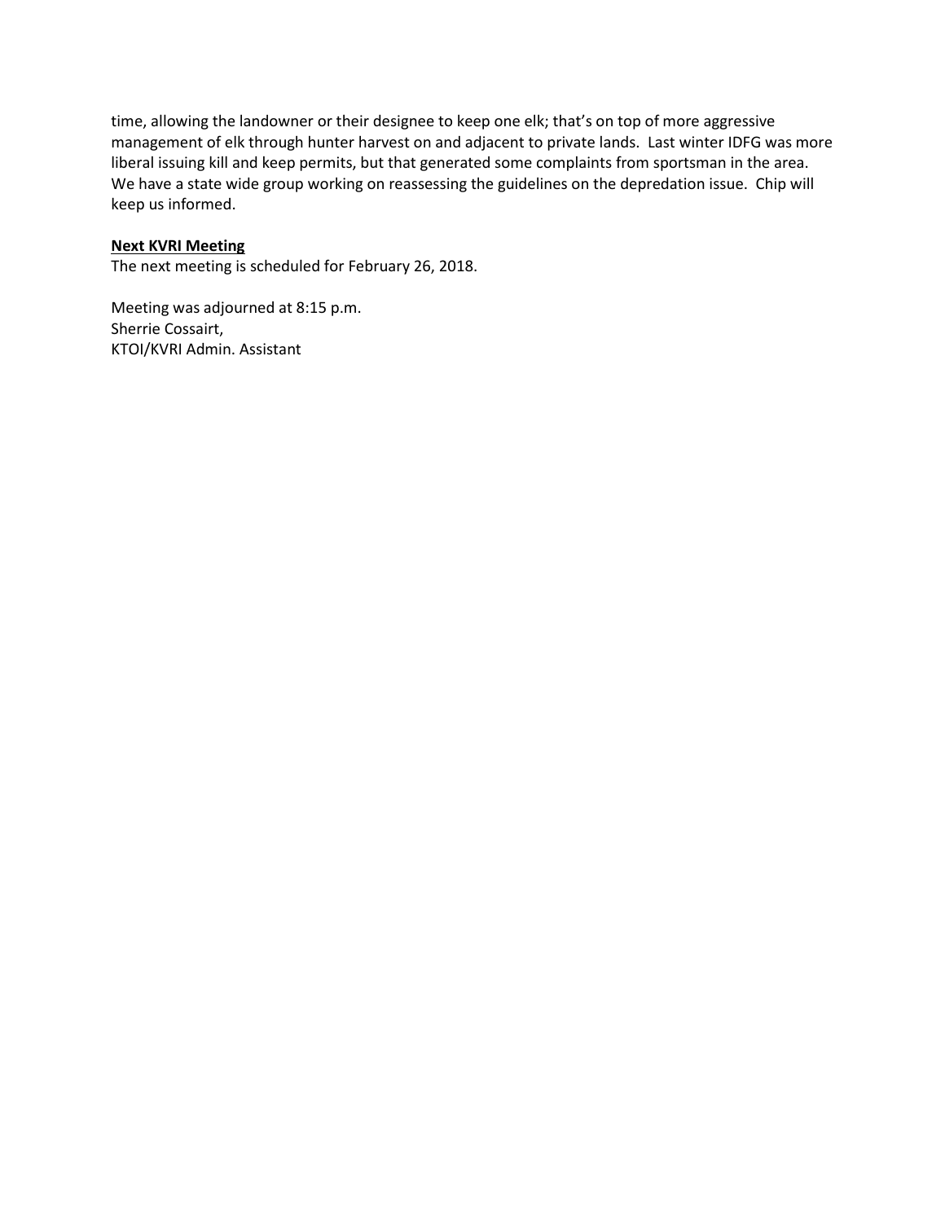time, allowing the landowner or their designee to keep one elk; that's on top of more aggressive management of elk through hunter harvest on and adjacent to private lands. Last winter IDFG was more liberal issuing kill and keep permits, but that generated some complaints from sportsman in the area. We have a state wide group working on reassessing the guidelines on the depredation issue. Chip will keep us informed.

**Next KVRI Meeting**

The next meeting is scheduled for February 26, 2018.

Meeting was adjourned at 8:15 p.m.
Sherrie Cossairt,
KTOI/KVRI Admin. Assistant